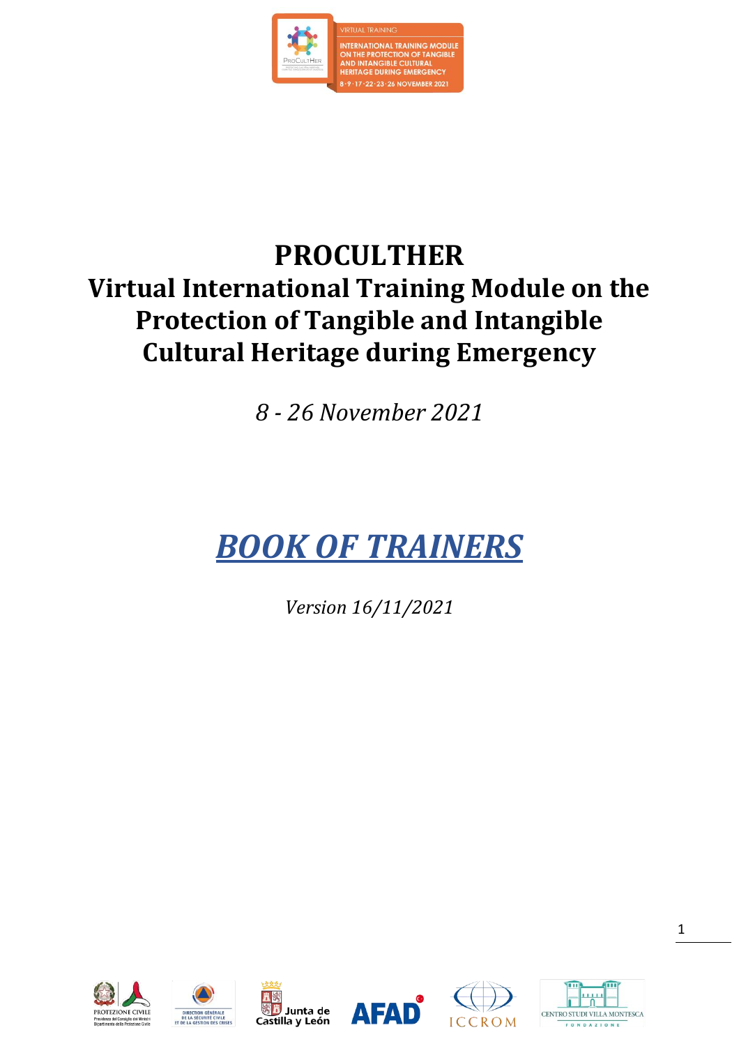# PROCULTHER
# Virtual International Training Module on the Protection of Tangible and Intangible Cultural Heritage during Emergency

*8 - 26 November 2021*

## ***BOOK OF TRAINERS***

*Version 16/11/2021*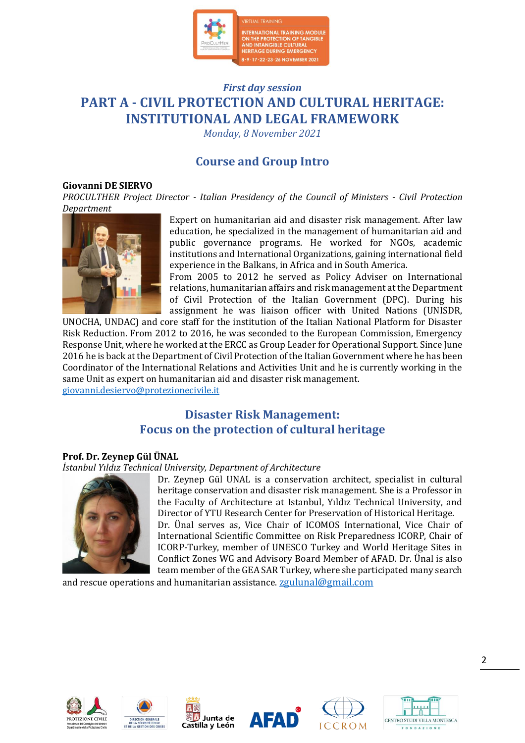*First day session*

# PART A - CIVIL PROTECTION AND CULTURAL HERITAGE: INSTITUTIONAL AND LEGAL FRAMEWORK

*Monday, 8 November 2021*

## Course and Group Intro

**Giovanni DE SIERVO**

*PROCULTHER Project Director - Italian Presidency of the Council of Ministers - Civil Protection Department*

Expert on humanitarian aid and disaster risk management. After law education, he specialized in the management of humanitarian aid and public governance programs. He worked for NGOs, academic institutions and International Organizations, gaining international field experience in the Balkans, in Africa and in South America.

From 2005 to 2012 he served as Policy Adviser on International relations, humanitarian affairs and risk management at the Department of Civil Protection of the Italian Government (DPC). During his assignment he was liaison officer with United Nations (UNISDR, UNOCHA, UNDAC) and core staff for the institution of the Italian National Platform for Disaster Risk Reduction. From 2012 to 2016, he was seconded to the European Commission, Emergency Response Unit, where he worked at the ERCC as Group Leader for Operational Support. Since June 2016 he is back at the Department of Civil Protection of the Italian Government where he has been Coordinator of the International Relations and Activities Unit and he is currently working in the same Unit as expert on humanitarian aid and disaster risk management.

giovanni.desiervo@protezionecivile.it

## Disaster Risk Management: Focus on the protection of cultural heritage

**Prof. Dr. Zeynep Gül ÜNAL**

*İstanbul Yıldız Technical University, Department of Architecture*

Dr. Zeynep Gül UNAL is a conservation architect, specialist in cultural heritage conservation and disaster risk management. She is a Professor in the Faculty of Architecture at Istanbul, Yıldız Technical University, and Director of YTU Research Center for Preservation of Historical Heritage.

Dr. Ünal serves as, Vice Chair of ICOMOS International, Vice Chair of International Scientific Committee on Risk Preparedness ICORP, Chair of ICORP-Turkey, member of UNESCO Turkey and World Heritage Sites in Conflict Zones WG and Advisory Board Member of AFAD. Dr. Ünal is also team member of the GEA SAR Turkey, where she participated many search and rescue operations and humanitarian assistance. zgulunal@gmail.com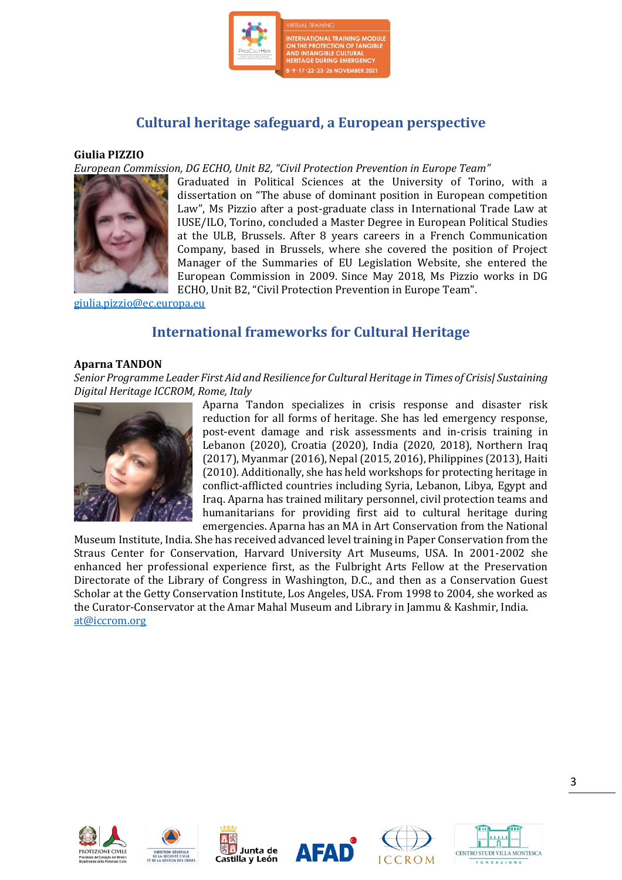## Cultural heritage safeguard, a European perspective

**Giulia PIZZIO**

*European Commission, DG ECHO, Unit B2, "Civil Protection Prevention in Europe Team"*

Graduated in Political Sciences at the University of Torino, with a dissertation on "The abuse of dominant position in European competition Law", Ms Pizzio after a post-graduate class in International Trade Law at IUSE/ILO, Torino, concluded a Master Degree in European Political Studies at the ULB, Brussels. After 8 years careers in a French Communication Company, based in Brussels, where she covered the position of Project Manager of the Summaries of EU Legislation Website, she entered the European Commission in 2009. Since May 2018, Ms Pizzio works in DG ECHO, Unit B2, "Civil Protection Prevention in Europe Team".

giulia.pizzio@ec.europa.eu

## International frameworks for Cultural Heritage

**Aparna TANDON**

*Senior Programme Leader First Aid and Resilience for Cultural Heritage in Times of Crisis| Sustaining Digital Heritage ICCROM, Rome, Italy*

Aparna Tandon specializes in crisis response and disaster risk reduction for all forms of heritage. She has led emergency response, post-event damage and risk assessments and in-crisis training in Lebanon (2020), Croatia (2020), India (2020, 2018), Northern Iraq (2017), Myanmar (2016), Nepal (2015, 2016), Philippines (2013), Haiti (2010). Additionally, she has held workshops for protecting heritage in conflict-afflicted countries including Syria, Lebanon, Libya, Egypt and Iraq. Aparna has trained military personnel, civil protection teams and humanitarians for providing first aid to cultural heritage during emergencies. Aparna has an MA in Art Conservation from the National Museum Institute, India. She has received advanced level training in Paper Conservation from the Straus Center for Conservation, Harvard University Art Museums, USA. In 2001-2002 she enhanced her professional experience first, as the Fulbright Arts Fellow at the Preservation Directorate of the Library of Congress in Washington, D.C., and then as a Conservation Guest Scholar at the Getty Conservation Institute, Los Angeles, USA. From 1998 to 2004, she worked as the Curator-Conservator at the Amar Mahal Museum and Library in Jammu & Kashmir, India.

at@iccrom.org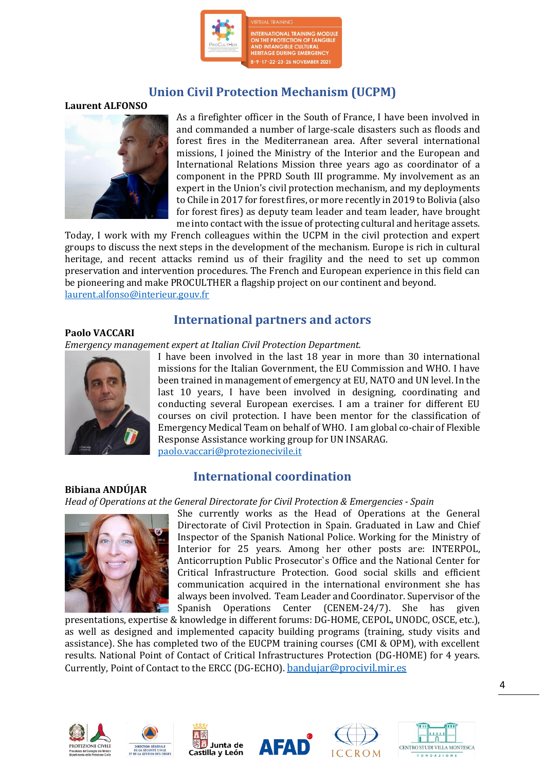## Union Civil Protection Mechanism (UCPM)

**Laurent ALFONSO**

As a firefighter officer in the South of France, I have been involved in and commanded a number of large-scale disasters such as floods and forest fires in the Mediterranean area. After several international missions, I joined the Ministry of the Interior and the European and International Relations Mission three years ago as coordinator of a component in the PPRD South III programme. My involvement as an expert in the Union's civil protection mechanism, and my deployments to Chile in 2017 for forest fires, or more recently in 2019 to Bolivia (also for forest fires) as deputy team leader and team leader, have brought me into contact with the issue of protecting cultural and heritage assets. Today, I work with my French colleagues within the UCPM in the civil protection and expert groups to discuss the next steps in the development of the mechanism. Europe is rich in cultural heritage, and recent attacks remind us of their fragility and the need to set up common preservation and intervention procedures. The French and European experience in this field can be pioneering and make PROCULTHER a flagship project on our continent and beyond.
laurent.alfonso@interieur.gouv.fr

## International partners and actors

**Paolo VACCARI**

*Emergency management expert at Italian Civil Protection Department.*

I have been involved in the last 18 year in more than 30 international missions for the Italian Government, the EU Commission and WHO. I have been trained in management of emergency at EU, NATO and UN level. In the last 10 years, I have been involved in designing, coordinating and conducting several European exercises. I am a trainer for different EU courses on civil protection. I have been mentor for the classification of Emergency Medical Team on behalf of WHO. I am global co-chair of Flexible Response Assistance working group for UN INSARAG.
paolo.vaccari@protezionecivile.it

## International coordination

**Bibiana ANDÚJAR**

*Head of Operations at the General Directorate for Civil Protection & Emergencies - Spain*

She currently works as the Head of Operations at the General Directorate of Civil Protection in Spain. Graduated in Law and Chief Inspector of the Spanish National Police. Working for the Ministry of Interior for 25 years. Among her other posts are: INTERPOL, Anticorruption Public Prosecutor`s Office and the National Center for Critical Infrastructure Protection. Good social skills and efficient communication acquired in the international environment she has always been involved. Team Leader and Coordinator. Supervisor of the Spanish Operations Center (CENEM-24/7). She has given presentations, expertise & knowledge in different forums: DG-HOME, CEPOL, UNODC, OSCE, etc.), as well as designed and implemented capacity building programs (training, study visits and assistance). She has completed two of the EUCPM training courses (CMI & OPM), with excellent results. National Point of Contact of Critical Infrastructures Protection (DG-HOME) for 4 years. Currently, Point of Contact to the ERCC (DG-ECHO). bandujar@procivil.mir.es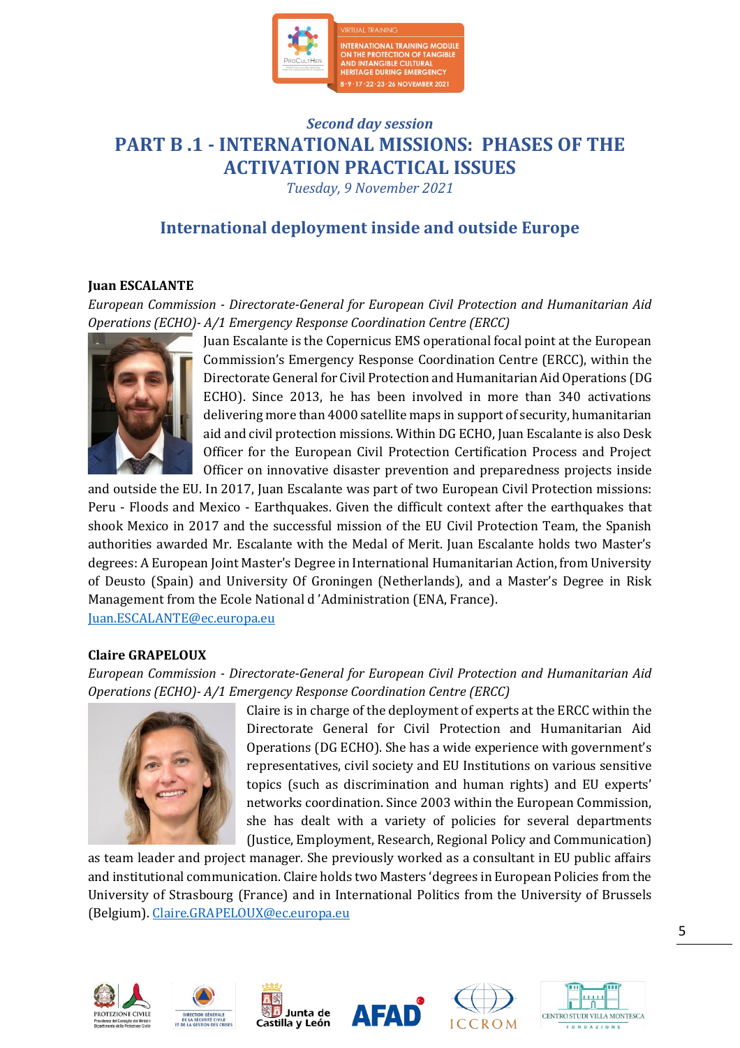*Second day session*

# PART B .1 - INTERNATIONAL MISSIONS: PHASES OF THE ACTIVATION PRACTICAL ISSUES

*Tuesday, 9 November 2021*

## International deployment inside and outside Europe

**Juan ESCALANTE**

*European Commission - Directorate-General for European Civil Protection and Humanitarian Aid Operations (ECHO)- A/1 Emergency Response Coordination Centre (ERCC)*

Juan Escalante is the Copernicus EMS operational focal point at the European Commission's Emergency Response Coordination Centre (ERCC), within the Directorate General for Civil Protection and Humanitarian Aid Operations (DG ECHO). Since 2013, he has been involved in more than 340 activations delivering more than 4000 satellite maps in support of security, humanitarian aid and civil protection missions. Within DG ECHO, Juan Escalante is also Desk Officer for the European Civil Protection Certification Process and Project Officer on innovative disaster prevention and preparedness projects inside and outside the EU. In 2017, Juan Escalante was part of two European Civil Protection missions: Peru - Floods and Mexico - Earthquakes. Given the difficult context after the earthquakes that shook Mexico in 2017 and the successful mission of the EU Civil Protection Team, the Spanish authorities awarded Mr. Escalante with the Medal of Merit. Juan Escalante holds two Master's degrees: A European Joint Master's Degree in International Humanitarian Action, from University of Deusto (Spain) and University Of Groningen (Netherlands), and a Master's Degree in Risk Management from the Ecole National d 'Administration (ENA, France).
Juan.ESCALANTE@ec.europa.eu

**Claire GRAPELOUX**

*European Commission - Directorate-General for European Civil Protection and Humanitarian Aid Operations (ECHO)- A/1 Emergency Response Coordination Centre (ERCC)*

Claire is in charge of the deployment of experts at the ERCC within the Directorate General for Civil Protection and Humanitarian Aid Operations (DG ECHO). She has a wide experience with government's representatives, civil society and EU Institutions on various sensitive topics (such as discrimination and human rights) and EU experts' networks coordination. Since 2003 within the European Commission, she has dealt with a variety of policies for several departments (Justice, Employment, Research, Regional Policy and Communication) as team leader and project manager. She previously worked as a consultant in EU public affairs and institutional communication. Claire holds two Masters 'degrees in European Policies from the University of Strasbourg (France) and in International Politics from the University of Brussels (Belgium). Claire.GRAPELOUX@ec.europa.eu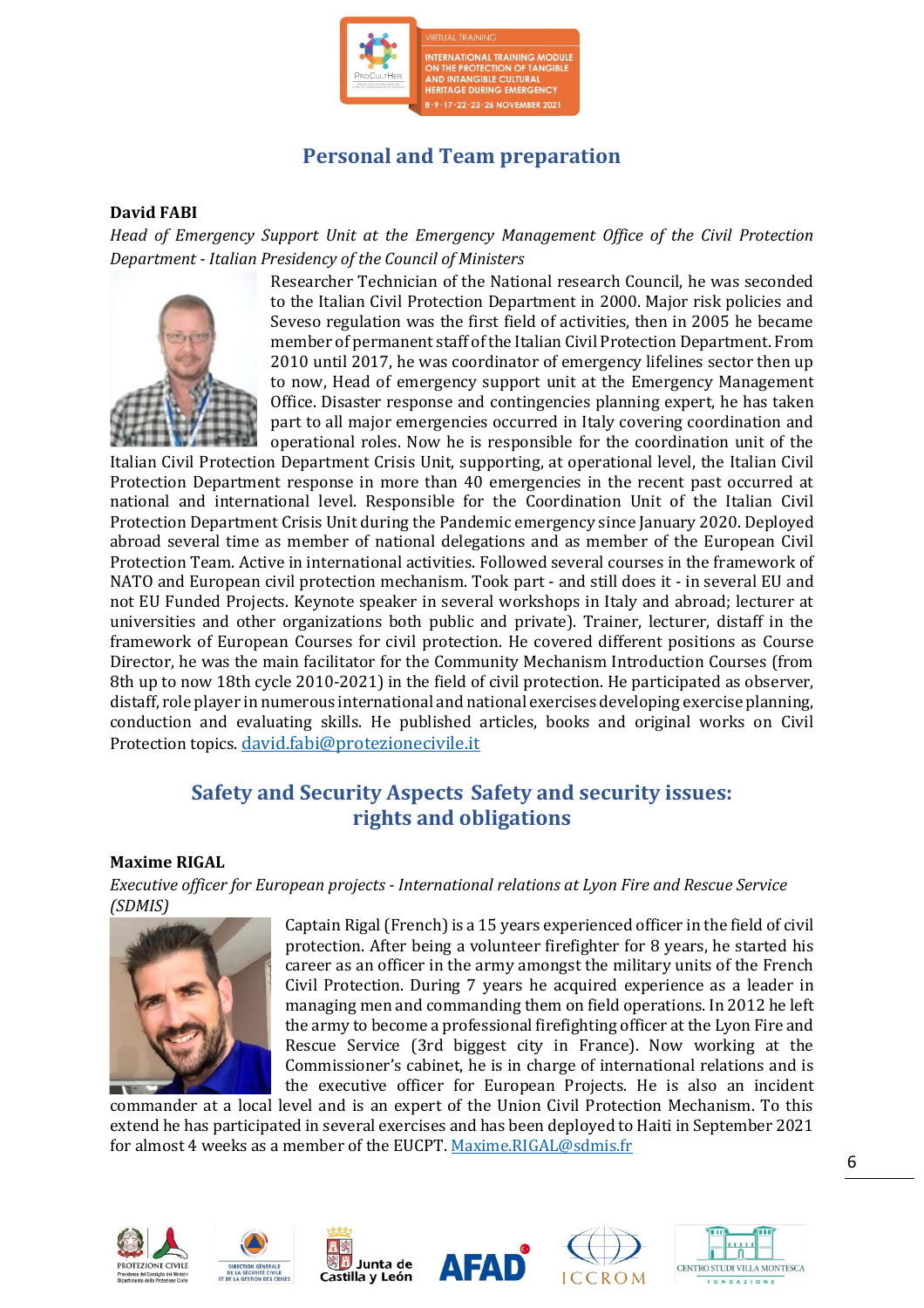## Personal and Team preparation

**David FABI**

*Head of Emergency Support Unit at the Emergency Management Office of the Civil Protection Department - Italian Presidency of the Council of Ministers*

Researcher Technician of the National research Council, he was seconded to the Italian Civil Protection Department in 2000. Major risk policies and Seveso regulation was the first field of activities, then in 2005 he became member of permanent staff of the Italian Civil Protection Department. From 2010 until 2017, he was coordinator of emergency lifelines sector then up to now, Head of emergency support unit at the Emergency Management Office. Disaster response and contingencies planning expert, he has taken part to all major emergencies occurred in Italy covering coordination and operational roles. Now he is responsible for the coordination unit of the Italian Civil Protection Department Crisis Unit, supporting, at operational level, the Italian Civil Protection Department response in more than 40 emergencies in the recent past occurred at national and international level. Responsible for the Coordination Unit of the Italian Civil Protection Department Crisis Unit during the Pandemic emergency since January 2020. Deployed abroad several time as member of national delegations and as member of the European Civil Protection Team. Active in international activities. Followed several courses in the framework of NATO and European civil protection mechanism. Took part - and still does it - in several EU and not EU Funded Projects. Keynote speaker in several workshops in Italy and abroad; lecturer at universities and other organizations both public and private). Trainer, lecturer, distaff in the framework of European Courses for civil protection. He covered different positions as Course Director, he was the main facilitator for the Community Mechanism Introduction Courses (from 8th up to now 18th cycle 2010-2021) in the field of civil protection. He participated as observer, distaff, role player in numerous international and national exercises developing exercise planning, conduction and evaluating skills. He published articles, books and original works on Civil Protection topics. david.fabi@protezionecivile.it

## Safety and Security Aspects Safety and security issues: rights and obligations

**Maxime RIGAL**

*Executive officer for European projects - International relations at Lyon Fire and Rescue Service (SDMIS)*

Captain Rigal (French) is a 15 years experienced officer in the field of civil protection. After being a volunteer firefighter for 8 years, he started his career as an officer in the army amongst the military units of the French Civil Protection. During 7 years he acquired experience as a leader in managing men and commanding them on field operations. In 2012 he left the army to become a professional firefighting officer at the Lyon Fire and Rescue Service (3rd biggest city in France). Now working at the Commissioner's cabinet, he is in charge of international relations and is the executive officer for European Projects. He is also an incident commander at a local level and is an expert of the Union Civil Protection Mechanism. To this extend he has participated in several exercises and has been deployed to Haiti in September 2021 for almost 4 weeks as a member of the EUCPT. Maxime.RIGAL@sdmis.fr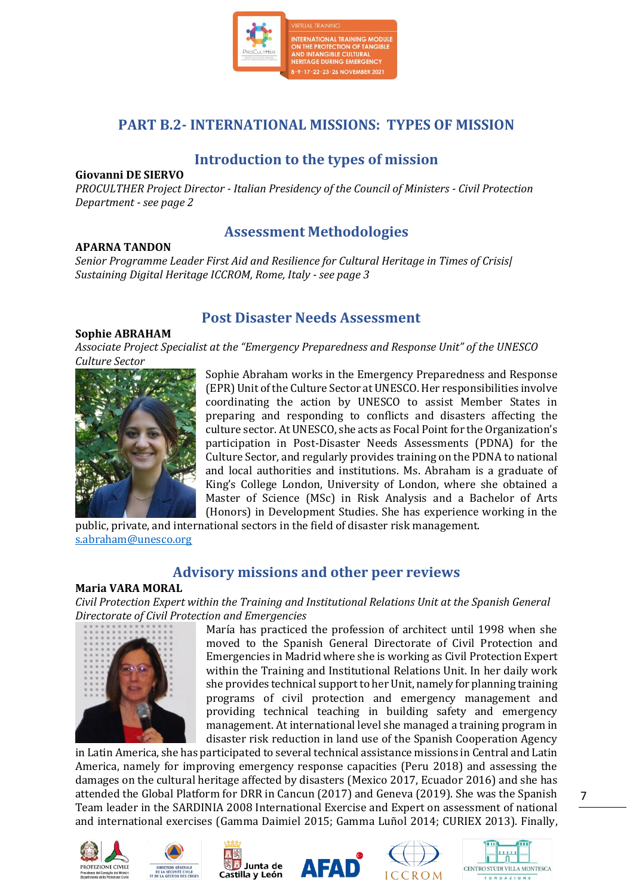## PART B.2- INTERNATIONAL MISSIONS: TYPES OF MISSION

### Introduction to the types of mission

**Giovanni DE SIERVO**

*PROCULTHER Project Director - Italian Presidency of the Council of Ministers - Civil Protection Department - see page 2*

### Assessment Methodologies

**APARNA TANDON**

*Senior Programme Leader First Aid and Resilience for Cultural Heritage in Times of Crisis| Sustaining Digital Heritage ICCROM, Rome, Italy - see page 3*

### Post Disaster Needs Assessment

**Sophie ABRAHAM**

*Associate Project Specialist at the "Emergency Preparedness and Response Unit" of the UNESCO Culture Sector*

Sophie Abraham works in the Emergency Preparedness and Response (EPR) Unit of the Culture Sector at UNESCO. Her responsibilities involve coordinating the action by UNESCO to assist Member States in preparing and responding to conflicts and disasters affecting the culture sector. At UNESCO, she acts as Focal Point for the Organization's participation in Post-Disaster Needs Assessments (PDNA) for the Culture Sector, and regularly provides training on the PDNA to national and local authorities and institutions. Ms. Abraham is a graduate of King's College London, University of London, where she obtained a Master of Science (MSc) in Risk Analysis and a Bachelor of Arts (Honors) in Development Studies. She has experience working in the public, private, and international sectors in the field of disaster risk management.

s.abraham@unesco.org

### Advisory missions and other peer reviews

**Maria VARA MORAL**

*Civil Protection Expert within the Training and Institutional Relations Unit at the Spanish General Directorate of Civil Protection and Emergencies*

María has practiced the profession of architect until 1998 when she moved to the Spanish General Directorate of Civil Protection and Emergencies in Madrid where she is working as Civil Protection Expert within the Training and Institutional Relations Unit. In her daily work she provides technical support to her Unit, namely for planning training programs of civil protection and emergency management and providing technical teaching in building safety and emergency management. At international level she managed a training program in disaster risk reduction in land use of the Spanish Cooperation Agency in Latin America, she has participated to several technical assistance missions in Central and Latin America, namely for improving emergency response capacities (Peru 2018) and assessing the damages on the cultural heritage affected by disasters (Mexico 2017, Ecuador 2016) and she has attended the Global Platform for DRR in Cancun (2017) and Geneva (2019). She was the Spanish Team leader in the SARDINIA 2008 International Exercise and Expert on assessment of national and international exercises (Gamma Daimiel 2015; Gamma Luñol 2014; CURIEX 2013). Finally,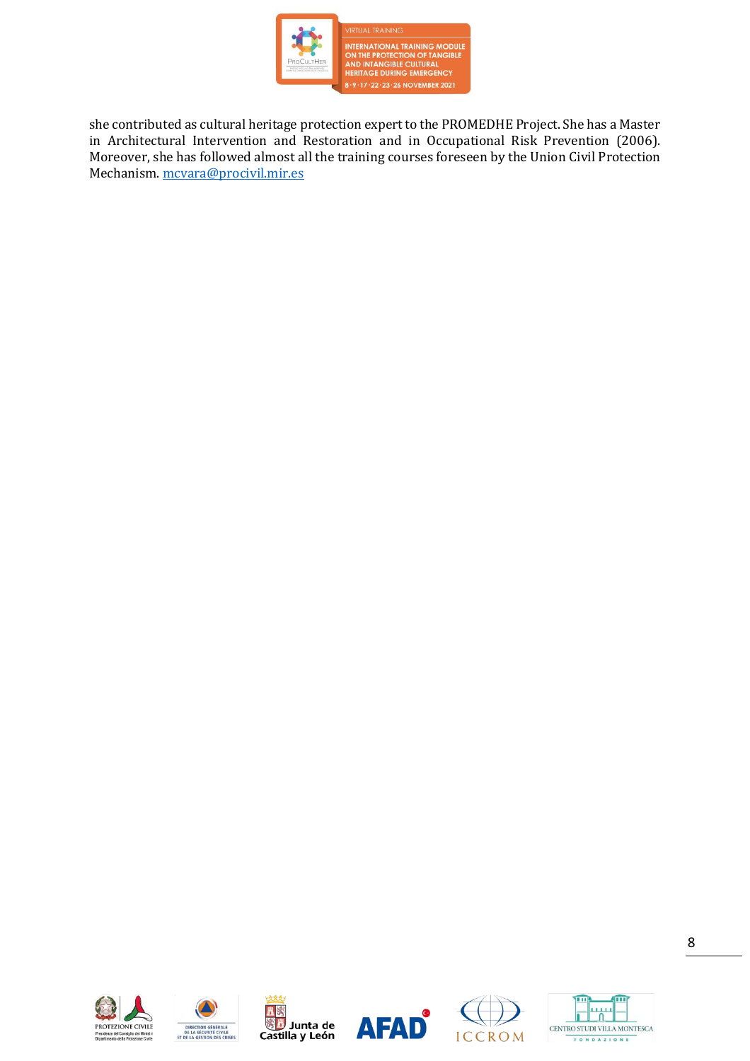she contributed as cultural heritage protection expert to the PROMEDHE Project. She has a Master in Architectural Intervention and Restoration and in Occupational Risk Prevention (2006). Moreover, she has followed almost all the training courses foreseen by the Union Civil Protection Mechanism. mcvara@procivil.mir.es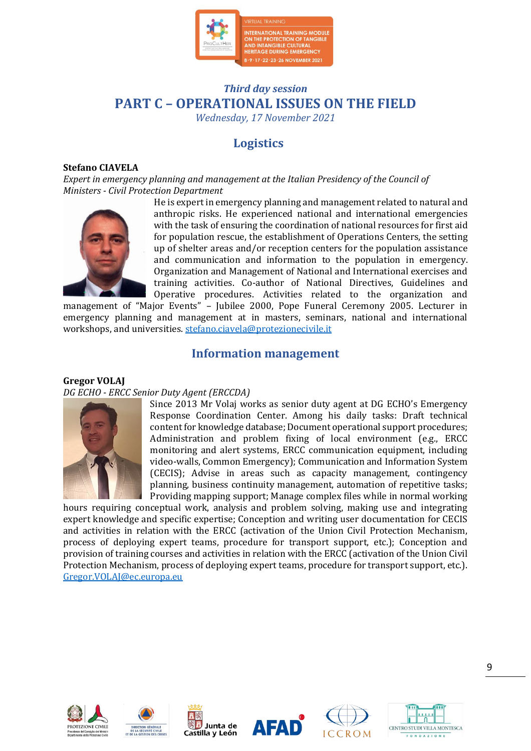### *Third day session*

# PART C – OPERATIONAL ISSUES ON THE FIELD

*Wednesday, 17 November 2021*

## Logistics

**Stefano CIAVELA**

*Expert in emergency planning and management at the Italian Presidency of the Council of Ministers - Civil Protection Department*

He is expert in emergency planning and management related to natural and anthropic risks. He experienced national and international emergencies with the task of ensuring the coordination of national resources for first aid for population rescue, the establishment of Operations Centers, the setting up of shelter areas and/or reception centers for the population assistance and communication and information to the population in emergency. Organization and Management of National and International exercises and training activities. Co-author of National Directives, Guidelines and Operative procedures. Activities related to the organization and management of "Major Events" – Jubilee 2000, Pope Funeral Ceremony 2005. Lecturer in emergency planning and management at in masters, seminars, national and international workshops, and universities. stefano.ciavela@protezionecivile.it

## Information management

**Gregor VOLAJ**

*DG ECHO - ERCC Senior Duty Agent (ERCCDA)*

Since 2013 Mr Volaj works as senior duty agent at DG ECHO's Emergency Response Coordination Center. Among his daily tasks: Draft technical content for knowledge database; Document operational support procedures; Administration and problem fixing of local environment (e.g., ERCC monitoring and alert systems, ERCC communication equipment, including video-walls, Common Emergency); Communication and Information System (CECIS); Advise in areas such as capacity management, contingency planning, business continuity management, automation of repetitive tasks; Providing mapping support; Manage complex files while in normal working hours requiring conceptual work, analysis and problem solving, making use and integrating expert knowledge and specific expertise; Conception and writing user documentation for CECIS and activities in relation with the ERCC (activation of the Union Civil Protection Mechanism, process of deploying expert teams, procedure for transport support, etc.); Conception and provision of training courses and activities in relation with the ERCC (activation of the Union Civil Protection Mechanism, process of deploying expert teams, procedure for transport support, etc.). Gregor.VOLAJ@ec.europa.eu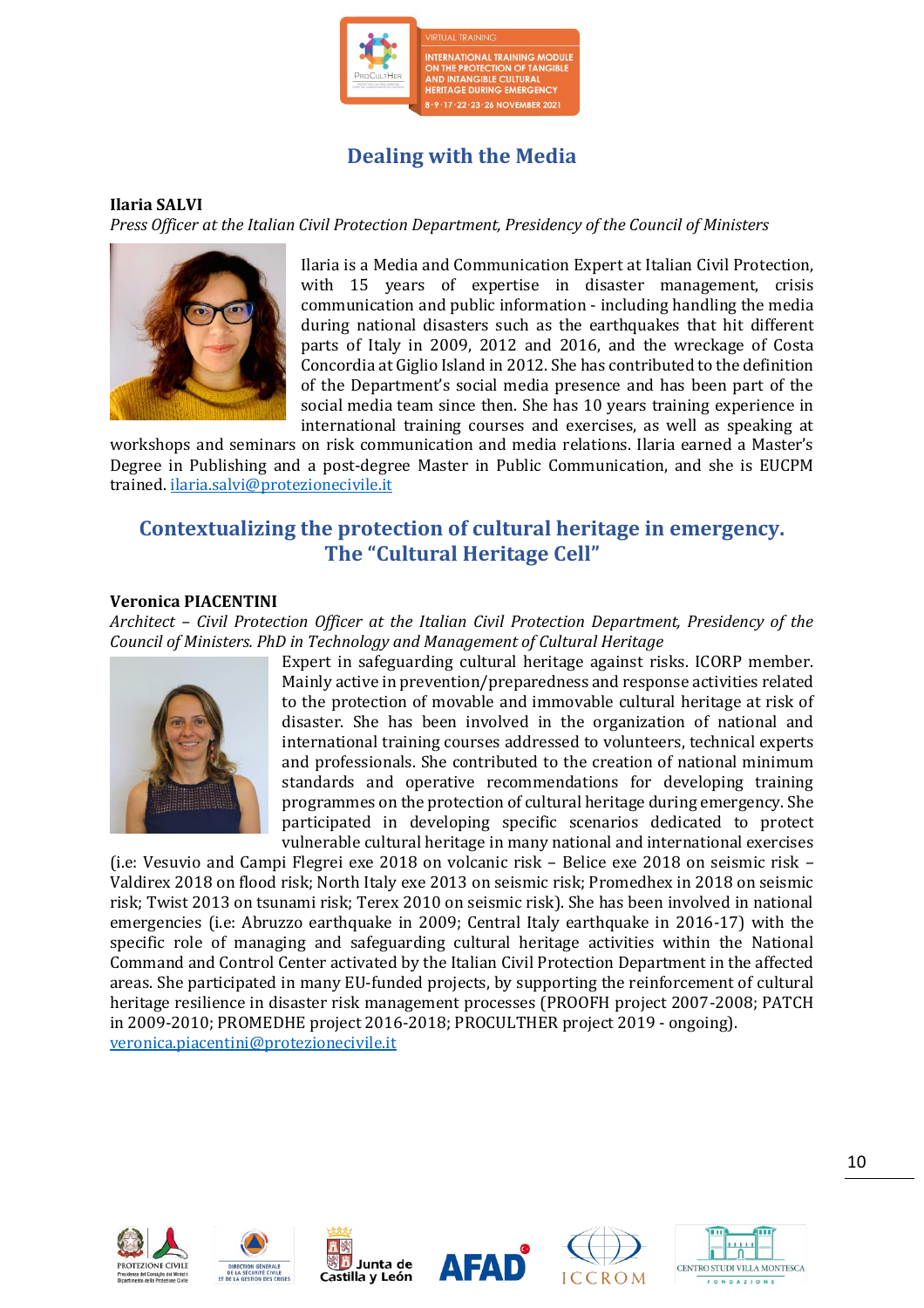## Dealing with the Media

**Ilaria SALVI**

*Press Officer at the Italian Civil Protection Department, Presidency of the Council of Ministers*

Ilaria is a Media and Communication Expert at Italian Civil Protection, with 15 years of expertise in disaster management, crisis communication and public information - including handling the media during national disasters such as the earthquakes that hit different parts of Italy in 2009, 2012 and 2016, and the wreckage of Costa Concordia at Giglio Island in 2012. She has contributed to the definition of the Department's social media presence and has been part of the social media team since then. She has 10 years training experience in international training courses and exercises, as well as speaking at workshops and seminars on risk communication and media relations. Ilaria earned a Master's Degree in Publishing and a post-degree Master in Public Communication, and she is EUCPM trained. ilaria.salvi@protezionecivile.it

## Contextualizing the protection of cultural heritage in emergency. The "Cultural Heritage Cell"

**Veronica PIACENTINI**

*Architect – Civil Protection Officer at the Italian Civil Protection Department, Presidency of the Council of Ministers. PhD in Technology and Management of Cultural Heritage*

Expert in safeguarding cultural heritage against risks. ICORP member. Mainly active in prevention/preparedness and response activities related to the protection of movable and immovable cultural heritage at risk of disaster. She has been involved in the organization of national and international training courses addressed to volunteers, technical experts and professionals. She contributed to the creation of national minimum standards and operative recommendations for developing training programmes on the protection of cultural heritage during emergency. She participated in developing specific scenarios dedicated to protect vulnerable cultural heritage in many national and international exercises (i.e: Vesuvio and Campi Flegrei exe 2018 on volcanic risk – Belice exe 2018 on seismic risk – Valdirex 2018 on flood risk; North Italy exe 2013 on seismic risk; Promedhex in 2018 on seismic risk; Twist 2013 on tsunami risk; Terex 2010 on seismic risk). She has been involved in national emergencies (i.e: Abruzzo earthquake in 2009; Central Italy earthquake in 2016-17) with the specific role of managing and safeguarding cultural heritage activities within the National Command and Control Center activated by the Italian Civil Protection Department in the affected areas. She participated in many EU-funded projects, by supporting the reinforcement of cultural heritage resilience in disaster risk management processes (PROOFH project 2007-2008; PATCH in 2009-2010; PROMEDHE project 2016-2018; PROCULTHER project 2019 - ongoing). veronica.piacentini@protezionecivile.it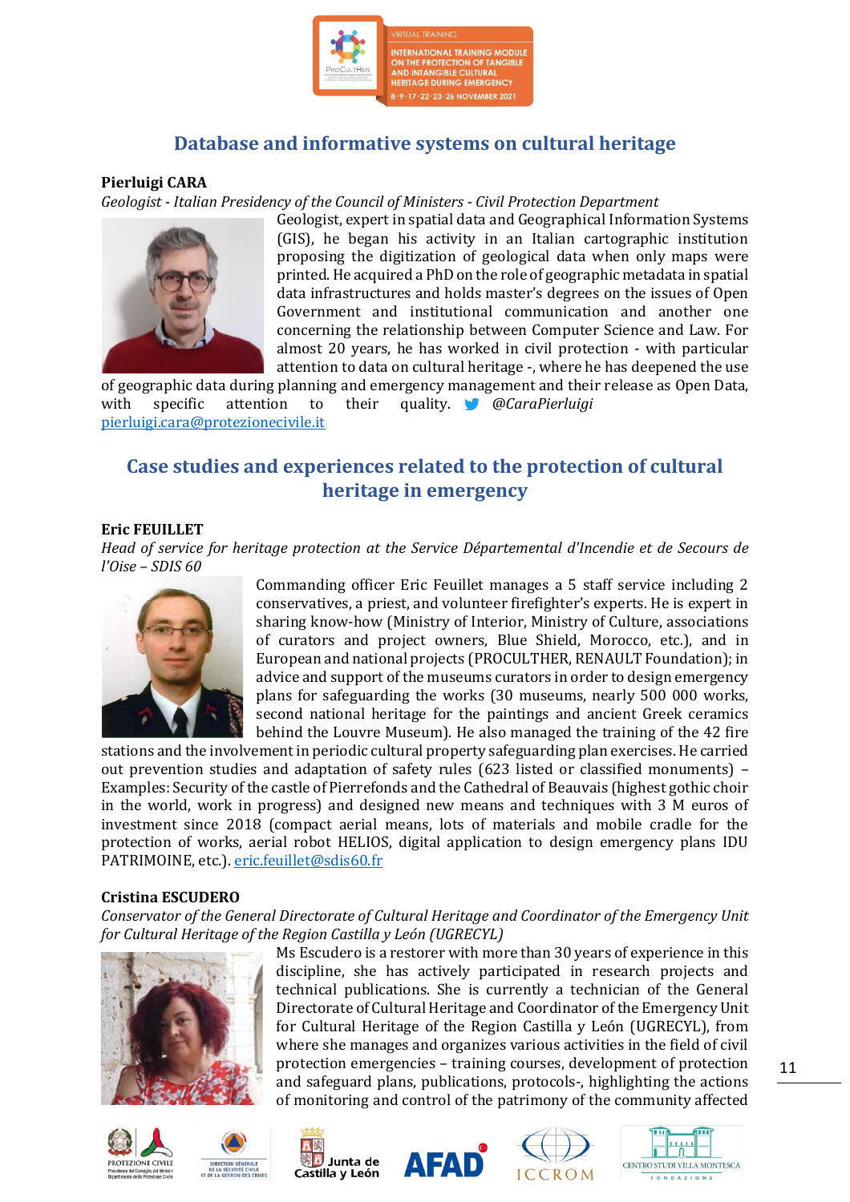## Database and informative systems on cultural heritage

**Pierluigi CARA**

*Geologist - Italian Presidency of the Council of Ministers - Civil Protection Department*

Geologist, expert in spatial data and Geographical Information Systems (GIS), he began his activity in an Italian cartographic institution proposing the digitization of geological data when only maps were printed. He acquired a PhD on the role of geographic metadata in spatial data infrastructures and holds master's degrees on the issues of Open Government and institutional communication and another one concerning the relationship between Computer Science and Law. For almost 20 years, he has worked in civil protection - with particular attention to data on cultural heritage -, where he has deepened the use of geographic data during planning and emergency management and their release as Open Data, with specific attention to their quality. *@CaraPierluigi* pierluigi.cara@protezionecivile.it

## Case studies and experiences related to the protection of cultural heritage in emergency

**Eric FEUILLET**

*Head of service for heritage protection at the Service Départemental d'Incendie et de Secours de l'Oise – SDIS 60*

Commanding officer Eric Feuillet manages a 5 staff service including 2 conservatives, a priest, and volunteer firefighter's experts. He is expert in sharing know-how (Ministry of Interior, Ministry of Culture, associations of curators and project owners, Blue Shield, Morocco, etc.), and in European and national projects (PROCULTHER, RENAULT Foundation); in advice and support of the museums curators in order to design emergency plans for safeguarding the works (30 museums, nearly 500 000 works, second national heritage for the paintings and ancient Greek ceramics behind the Louvre Museum). He also managed the training of the 42 fire stations and the involvement in periodic cultural property safeguarding plan exercises. He carried out prevention studies and adaptation of safety rules (623 listed or classified monuments) – Examples: Security of the castle of Pierrefonds and the Cathedral of Beauvais (highest gothic choir in the world, work in progress) and designed new means and techniques with 3 M euros of investment since 2018 (compact aerial means, lots of materials and mobile cradle for the protection of works, aerial robot HELIOS, digital application to design emergency plans IDU PATRIMOINE, etc.). eric.feuillet@sdis60.fr

**Cristina ESCUDERO**

*Conservator of the General Directorate of Cultural Heritage and Coordinator of the Emergency Unit for Cultural Heritage of the Region Castilla y León (UGRECYL)*

Ms Escudero is a restorer with more than 30 years of experience in this discipline, she has actively participated in research projects and technical publications. She is currently a technician of the General Directorate of Cultural Heritage and Coordinator of the Emergency Unit for Cultural Heritage of the Region Castilla y León (UGRECYL), from where she manages and organizes various activities in the field of civil protection emergencies – training courses, development of protection and safeguard plans, publications, protocols-, highlighting the actions of monitoring and control of the patrimony of the community affected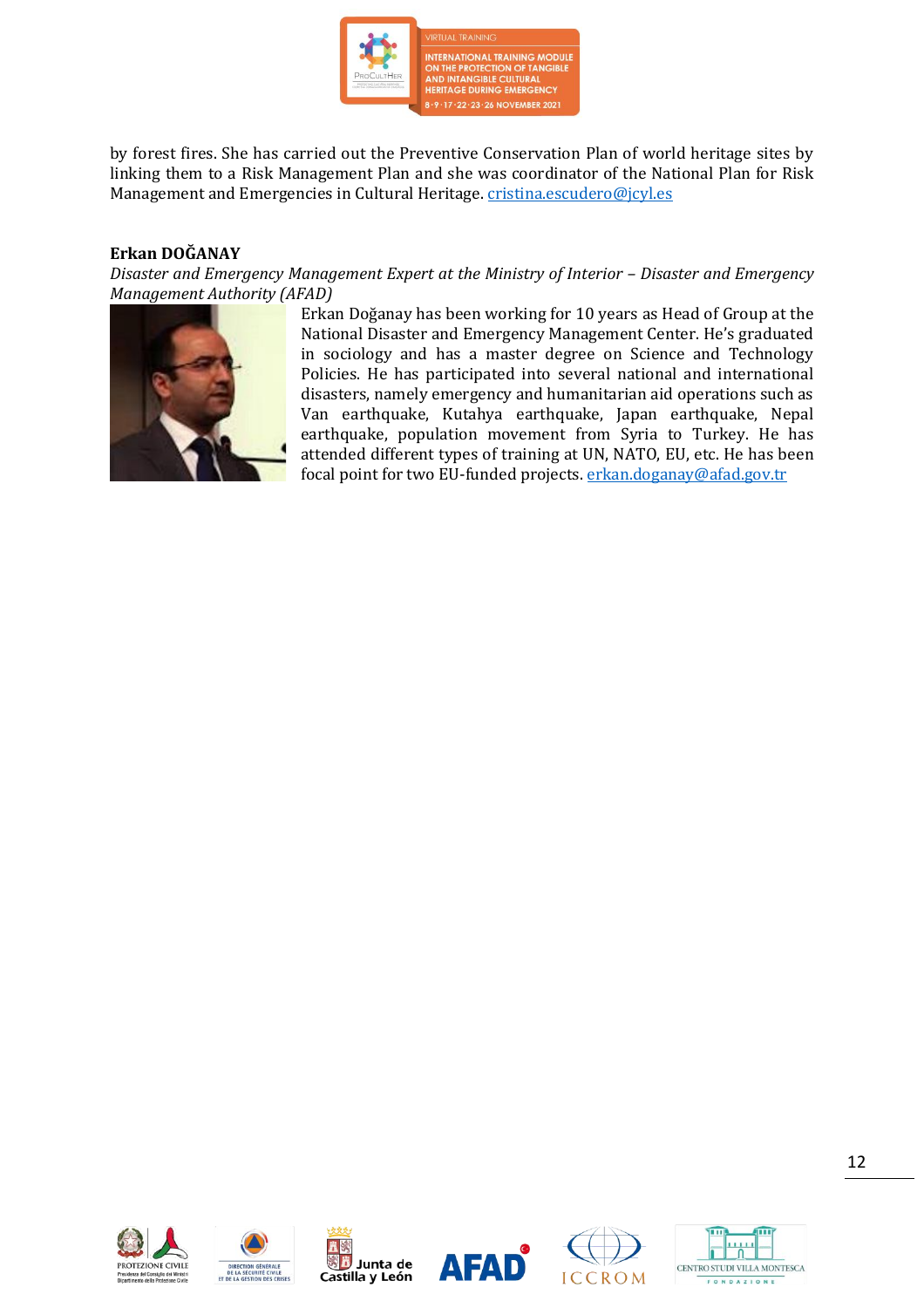by forest fires. She has carried out the Preventive Conservation Plan of world heritage sites by linking them to a Risk Management Plan and she was coordinator of the National Plan for Risk Management and Emergencies in Cultural Heritage. cristina.escudero@jcyl.es

**Erkan DOĞANAY**

*Disaster and Emergency Management Expert at the Ministry of Interior – Disaster and Emergency Management Authority (AFAD)*

Erkan Doğanay has been working for 10 years as Head of Group at the National Disaster and Emergency Management Center. He's graduated in sociology and has a master degree on Science and Technology Policies. He has participated into several national and international disasters, namely emergency and humanitarian aid operations such as Van earthquake, Kutahya earthquake, Japan earthquake, Nepal earthquake, population movement from Syria to Turkey. He has attended different types of training at UN, NATO, EU, etc. He has been focal point for two EU-funded projects. erkan.doganay@afad.gov.tr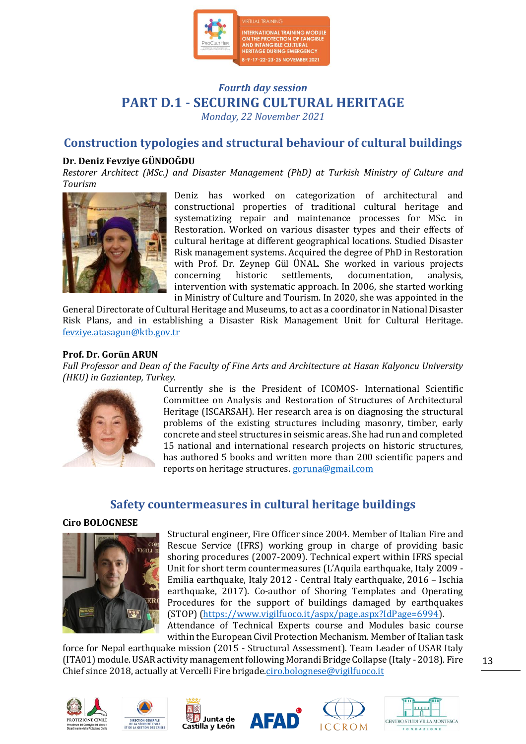*Fourth day session*

# PART D.1 - SECURING CULTURAL HERITAGE

*Monday, 22 November 2021*

## Construction typologies and structural behaviour of cultural buildings

**Dr. Deniz Fevziye GÜNDOĞDU**

*Restorer Architect (MSc.) and Disaster Management (PhD) at Turkish Ministry of Culture and Tourism*

Deniz has worked on categorization of architectural and constructional properties of traditional cultural heritage and systematizing repair and maintenance processes for MSc. in Restoration. Worked on various disaster types and their effects of cultural heritage at different geographical locations. Studied Disaster Risk management systems. Acquired the degree of PhD in Restoration with Prof. Dr. Zeynep Gül ÜNAL. She worked in various projects concerning historic settlements, documentation, analysis, intervention with systematic approach. In 2006, she started working in Ministry of Culture and Tourism. In 2020, she was appointed in the General Directorate of Cultural Heritage and Museums, to act as a coordinator in National Disaster Risk Plans, and in establishing a Disaster Risk Management Unit for Cultural Heritage. fevziye.atasagun@ktb.gov.tr

**Prof. Dr. Gorün ARUN**

*Full Professor and Dean of the Faculty of Fine Arts and Architecture at Hasan Kalyoncu University (HKU) in Gaziantep, Turkey.*

Currently she is the President of ICOMOS- International Scientific Committee on Analysis and Restoration of Structures of Architectural Heritage (ISCARSAH). Her research area is on diagnosing the structural problems of the existing structures including masonry, timber, early concrete and steel structures in seismic areas. She had run and completed 15 national and international research projects on historic structures, has authored 5 books and written more than 200 scientific papers and reports on heritage structures. goruna@gmail.com

## Safety countermeasures in cultural heritage buildings

**Ciro BOLOGNESE**

Structural engineer, Fire Officer since 2004. Member of Italian Fire and Rescue Service (IFRS) working group in charge of providing basic shoring procedures (2007-2009). Technical expert within IFRS special Unit for short term countermeasures (L'Aquila earthquake, Italy 2009 - Emilia earthquake, Italy 2012 - Central Italy earthquake, 2016 – Ischia earthquake, 2017). Co-author of Shoring Templates and Operating Procedures for the support of buildings damaged by earthquakes (STOP) (https://www.vigilfuoco.it/aspx/page.aspx?IdPage=6994). Attendance of Technical Experts course and Modules basic course within the European Civil Protection Mechanism. Member of Italian task force for Nepal earthquake mission (2015 - Structural Assessment). Team Leader of USAR Italy (ITA01) module. USAR activity management following Morandi Bridge Collapse (Italy - 2018). Fire Chief since 2018, actually at Vercelli Fire brigade.ciro.bolognese@vigilfuoco.it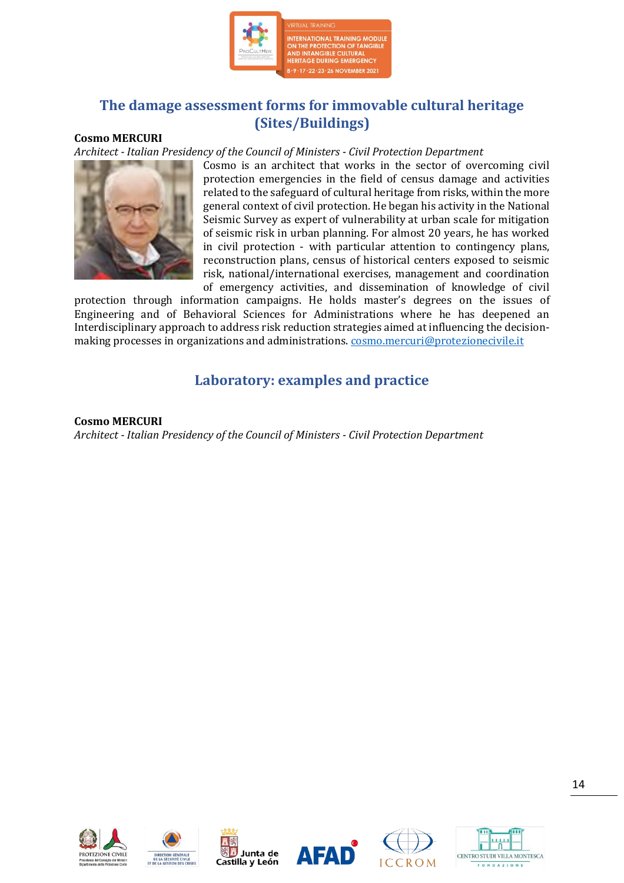## The damage assessment forms for immovable cultural heritage (Sites/Buildings)

**Cosmo MERCURI**

*Architect - Italian Presidency of the Council of Ministers - Civil Protection Department*

Cosmo is an architect that works in the sector of overcoming civil protection emergencies in the field of census damage and activities related to the safeguard of cultural heritage from risks, within the more general context of civil protection. He began his activity in the National Seismic Survey as expert of vulnerability at urban scale for mitigation of seismic risk in urban planning. For almost 20 years, he has worked in civil protection - with particular attention to contingency plans, reconstruction plans, census of historical centers exposed to seismic risk, national/international exercises, management and coordination of emergency activities, and dissemination of knowledge of civil protection through information campaigns. He holds master's degrees on the issues of Engineering and of Behavioral Sciences for Administrations where he has deepened an Interdisciplinary approach to address risk reduction strategies aimed at influencing the decision-making processes in organizations and administrations. cosmo.mercuri@protezionecivile.it

## Laboratory: examples and practice

**Cosmo MERCURI**

*Architect - Italian Presidency of the Council of Ministers - Civil Protection Department*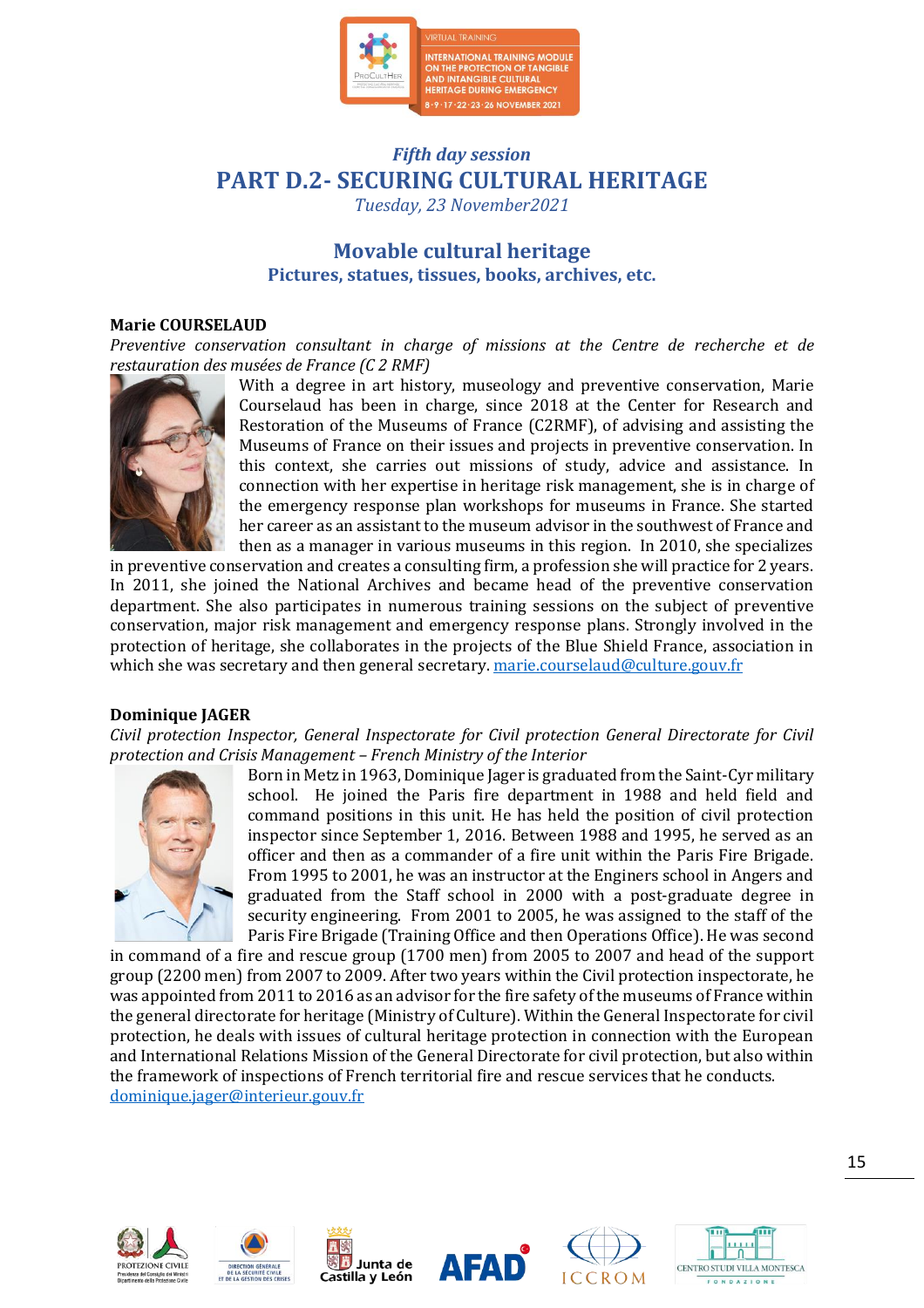*Fifth day session*

# PART D.2- SECURING CULTURAL HERITAGE

*Tuesday, 23 November2021*

## Movable cultural heritage

### Pictures, statues, tissues, books, archives, etc.

**Marie COURSELAUD**

*Preventive conservation consultant in charge of missions at the Centre de recherche et de restauration des musées de France (C 2 RMF)*

With a degree in art history, museology and preventive conservation, Marie Courselaud has been in charge, since 2018 at the Center for Research and Restoration of the Museums of France (C2RMF), of advising and assisting the Museums of France on their issues and projects in preventive conservation. In this context, she carries out missions of study, advice and assistance. In connection with her expertise in heritage risk management, she is in charge of the emergency response plan workshops for museums in France. She started her career as an assistant to the museum advisor in the southwest of France and then as a manager in various museums in this region. In 2010, she specializes in preventive conservation and creates a consulting firm, a profession she will practice for 2 years. In 2011, she joined the National Archives and became head of the preventive conservation department. She also participates in numerous training sessions on the subject of preventive conservation, major risk management and emergency response plans. Strongly involved in the protection of heritage, she collaborates in the projects of the Blue Shield France, association in which she was secretary and then general secretary. marie.courselaud@culture.gouv.fr

**Dominique JAGER**

*Civil protection Inspector, General Inspectorate for Civil protection General Directorate for Civil protection and Crisis Management – French Ministry of the Interior*

Born in Metz in 1963, Dominique Jager is graduated from the Saint-Cyr military school. He joined the Paris fire department in 1988 and held field and command positions in this unit. He has held the position of civil protection inspector since September 1, 2016. Between 1988 and 1995, he served as an officer and then as a commander of a fire unit within the Paris Fire Brigade. From 1995 to 2001, he was an instructor at the Enginers school in Angers and graduated from the Staff school in 2000 with a post-graduate degree in security engineering. From 2001 to 2005, he was assigned to the staff of the Paris Fire Brigade (Training Office and then Operations Office). He was second in command of a fire and rescue group (1700 men) from 2005 to 2007 and head of the support group (2200 men) from 2007 to 2009. After two years within the Civil protection inspectorate, he was appointed from 2011 to 2016 as an advisor for the fire safety of the museums of France within the general directorate for heritage (Ministry of Culture). Within the General Inspectorate for civil protection, he deals with issues of cultural heritage protection in connection with the European and International Relations Mission of the General Directorate for civil protection, but also within the framework of inspections of French territorial fire and rescue services that he conducts. dominique.jager@interieur.gouv.fr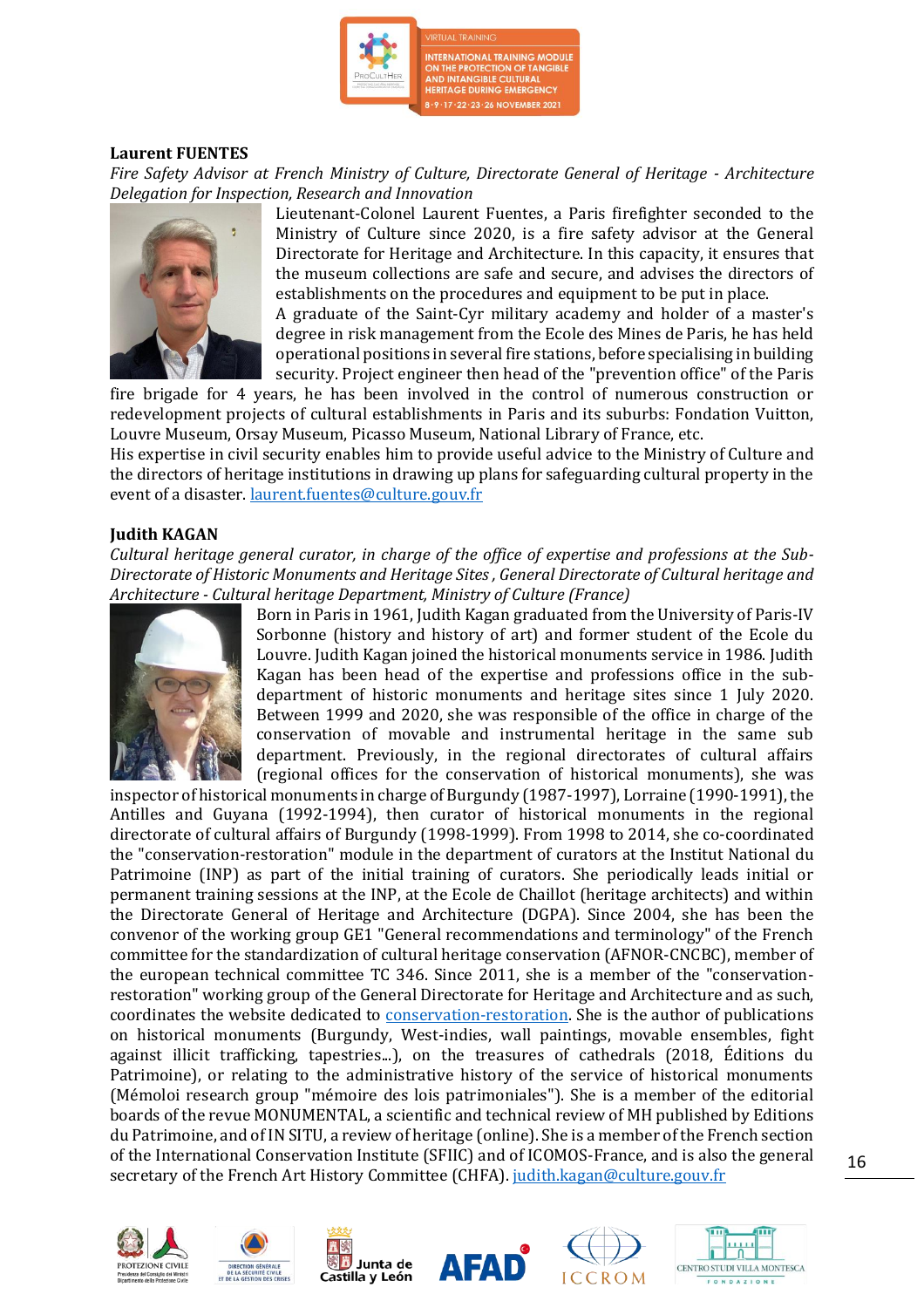**Laurent FUENTES**

*Fire Safety Advisor at French Ministry of Culture, Directorate General of Heritage - Architecture Delegation for Inspection, Research and Innovation*

Lieutenant-Colonel Laurent Fuentes, a Paris firefighter seconded to the Ministry of Culture since 2020, is a fire safety advisor at the General Directorate for Heritage and Architecture. In this capacity, it ensures that the museum collections are safe and secure, and advises the directors of establishments on the procedures and equipment to be put in place.

A graduate of the Saint-Cyr military academy and holder of a master's degree in risk management from the Ecole des Mines de Paris, he has held operational positions in several fire stations, before specialising in building security. Project engineer then head of the "prevention office" of the Paris fire brigade for 4 years, he has been involved in the control of numerous construction or redevelopment projects of cultural establishments in Paris and its suburbs: Fondation Vuitton, Louvre Museum, Orsay Museum, Picasso Museum, National Library of France, etc.

His expertise in civil security enables him to provide useful advice to the Ministry of Culture and the directors of heritage institutions in drawing up plans for safeguarding cultural property in the event of a disaster. laurent.fuentes@culture.gouv.fr

**Judith KAGAN**

*Cultural heritage general curator, in charge of the office of expertise and professions at the Sub-Directorate of Historic Monuments and Heritage Sites , General Directorate of Cultural heritage and Architecture - Cultural heritage Department, Ministry of Culture (France)*

Born in Paris in 1961, Judith Kagan graduated from the University of Paris-IV Sorbonne (history and history of art) and former student of the Ecole du Louvre. Judith Kagan joined the historical monuments service in 1986. Judith Kagan has been head of the expertise and professions office in the sub-department of historic monuments and heritage sites since 1 July 2020. Between 1999 and 2020, she was responsible of the office in charge of the conservation of movable and instrumental heritage in the same sub department. Previously, in the regional directorates of cultural affairs (regional offices for the conservation of historical monuments), she was inspector of historical monuments in charge of Burgundy (1987-1997), Lorraine (1990-1991), the Antilles and Guyana (1992-1994), then curator of historical monuments in the regional directorate of cultural affairs of Burgundy (1998-1999). From 1998 to 2014, she co-coordinated the "conservation-restoration" module in the department of curators at the Institut National du Patrimoine (INP) as part of the initial training of curators. She periodically leads initial or permanent training sessions at the INP, at the Ecole de Chaillot (heritage architects) and within the Directorate General of Heritage and Architecture (DGPA). Since 2004, she has been the convenor of the working group GE1 "General recommendations and terminology" of the French committee for the standardization of cultural heritage conservation (AFNOR-CNCBC), member of the european technical committee TC 346. Since 2011, she is a member of the "conservation-restoration" working group of the General Directorate for Heritage and Architecture and as such, coordinates the website dedicated to conservation-restoration. She is the author of publications on historical monuments (Burgundy, West-indies, wall paintings, movable ensembles, fight against illicit trafficking, tapestries...), on the treasures of cathedrals (2018, Éditions du Patrimoine), or relating to the administrative history of the service of historical monuments (Mémoloi research group "mémoire des lois patrimoniales"). She is a member of the editorial boards of the revue MONUMENTAL, a scientific and technical review of MH published by Editions du Patrimoine, and of IN SITU, a review of heritage (online). She is a member of the French section of the International Conservation Institute (SFIIC) and of ICOMOS-France, and is also the general secretary of the French Art History Committee (CHFA). judith.kagan@culture.gouv.fr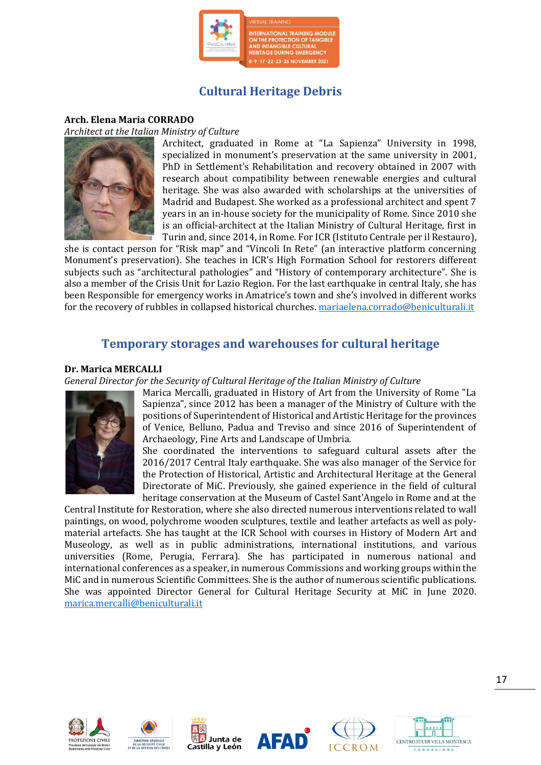## Cultural Heritage Debris

**Arch. Elena Maria CORRADO**

*Architect at the Italian Ministry of Culture*

Architect, graduated in Rome at "La Sapienza" University in 1998, specialized in monument's preservation at the same university in 2001, PhD in Settlement's Rehabilitation and recovery obtained in 2007 with research about compatibility between renewable energies and cultural heritage. She was also awarded with scholarships at the universities of Madrid and Budapest. She worked as a professional architect and spent 7 years in an in-house society for the municipality of Rome. Since 2010 she is an official-architect at the Italian Ministry of Cultural Heritage, first in Turin and, since 2014, in Rome. For ICR (Istituto Centrale per il Restauro), she is contact person for "Risk map" and "Vincoli In Rete" (an interactive platform concerning Monument's preservation). She teaches in ICR's High Formation School for restorers different subjects such as "architectural pathologies" and "History of contemporary architecture". She is also a member of the Crisis Unit for Lazio Region. For the last earthquake in central Italy, she has been Responsible for emergency works in Amatrice's town and she's involved in different works for the recovery of rubbles in collapsed historical churches. mariaelena.corrado@beniculturali.it

## Temporary storages and warehouses for cultural heritage

**Dr. Marica MERCALLI**

*General Director for the Security of Cultural Heritage of the Italian Ministry of Culture*

Marica Mercalli, graduated in History of Art from the University of Rome "La Sapienza", since 2012 has been a manager of the Ministry of Culture with the positions of Superintendent of Historical and Artistic Heritage for the provinces of Venice, Belluno, Padua and Treviso and since 2016 of Superintendent of Archaeology, Fine Arts and Landscape of Umbria.

She coordinated the interventions to safeguard cultural assets after the 2016/2017 Central Italy earthquake. She was also manager of the Service for the Protection of Historical, Artistic and Architectural Heritage at the General Directorate of MiC. Previously, she gained experience in the field of cultural heritage conservation at the Museum of Castel Sant'Angelo in Rome and at the Central Institute for Restoration, where she also directed numerous interventions related to wall paintings, on wood, polychrome wooden sculptures, textile and leather artefacts as well as poly-material artefacts. She has taught at the ICR School with courses in History of Modern Art and Museology, as well as in public administrations, international institutions, and various universities (Rome, Perugia, Ferrara). She has participated in numerous national and international conferences as a speaker, in numerous Commissions and working groups within the MiC and in numerous Scientific Committees. She is the author of numerous scientific publications. She was appointed Director General for Cultural Heritage Security at MiC in June 2020. marica.mercalli@beniculturali.it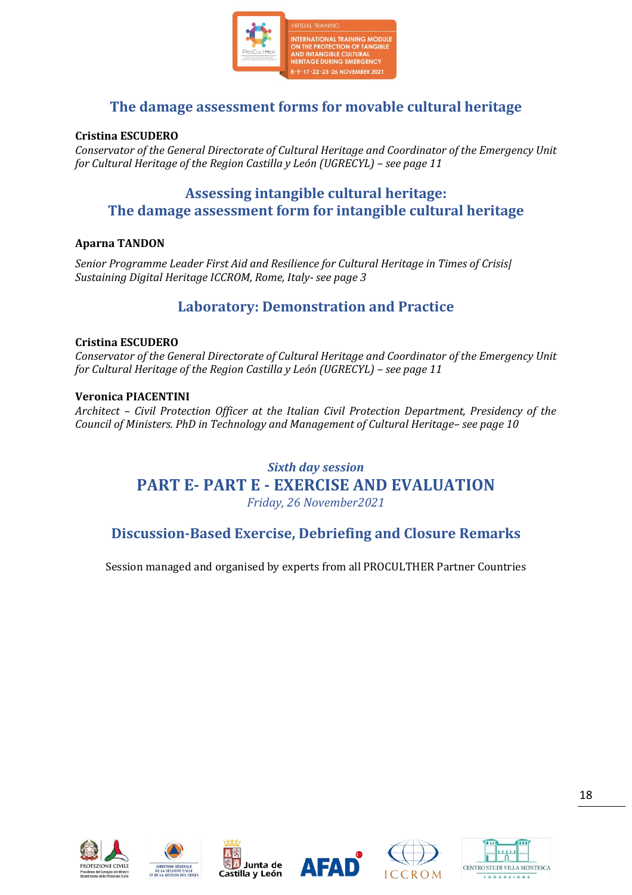## The damage assessment forms for movable cultural heritage

**Cristina ESCUDERO**
*Conservator of the General Directorate of Cultural Heritage and Coordinator of the Emergency Unit for Cultural Heritage of the Region Castilla y León (UGRECYL) – see page 11*

## Assessing intangible cultural heritage: The damage assessment form for intangible cultural heritage

**Aparna TANDON**

*Senior Programme Leader First Aid and Resilience for Cultural Heritage in Times of Crisis| Sustaining Digital Heritage ICCROM, Rome, Italy- see page 3*

## Laboratory: Demonstration and Practice

**Cristina ESCUDERO**
*Conservator of the General Directorate of Cultural Heritage and Coordinator of the Emergency Unit for Cultural Heritage of the Region Castilla y León (UGRECYL) – see page 11*

**Veronica PIACENTINI**
*Architect – Civil Protection Officer at the Italian Civil Protection Department, Presidency of the Council of Ministers. PhD in Technology and Management of Cultural Heritage– see page 10*

*Sixth day session*

# PART E- PART E - EXERCISE AND EVALUATION

*Friday, 26 November2021*

## Discussion-Based Exercise, Debriefing and Closure Remarks

Session managed and organised by experts from all PROCULTHER Partner Countries